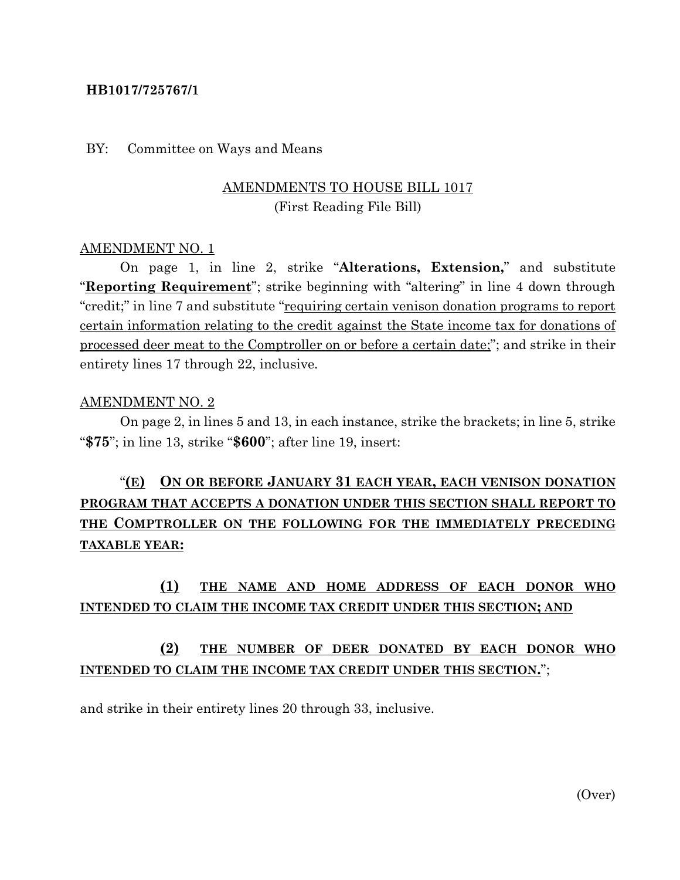**HB1017/725767/1**

BY: Committee on Ways and Means

<u>AMENDMENTS TO HOUSE BILL 1017</u>
(First Reading File Bill)

<u>AMENDMENT NO. 1</u>

On page 1, in line 2, strike "**Alterations, Extension,**" and substitute "<u>**Reporting Requirement**</u>"; strike beginning with "altering" in line 4 down through "credit;" in line 7 and substitute "<u>requiring certain venison donation programs to report certain information relating to the credit against the State income tax for donations of processed deer meat to the Comptroller on or before a certain date;</u>"; and strike in their entirety lines 17 through 22, inclusive.

<u>AMENDMENT NO. 2</u>

On page 2, in lines 5 and 13, in each instance, strike the brackets; in line 5, strike "**$75**"; in line 13, strike "**$600**"; after line 19, insert:

"<u>**(E) ON OR BEFORE JANUARY 31 EACH YEAR, EACH VENISON DONATION PROGRAM THAT ACCEPTS A DONATION UNDER THIS SECTION SHALL REPORT TO THE COMPTROLLER ON THE FOLLOWING FOR THE IMMEDIATELY PRECEDING TAXABLE YEAR:**</u>

<u>**(1) THE NAME AND HOME ADDRESS OF EACH DONOR WHO INTENDED TO CLAIM THE INCOME TAX CREDIT UNDER THIS SECTION; AND**</u>

<u>**(2) THE NUMBER OF DEER DONATED BY EACH DONOR WHO INTENDED TO CLAIM THE INCOME TAX CREDIT UNDER THIS SECTION.**</u>";

and strike in their entirety lines 20 through 33, inclusive.

(Over)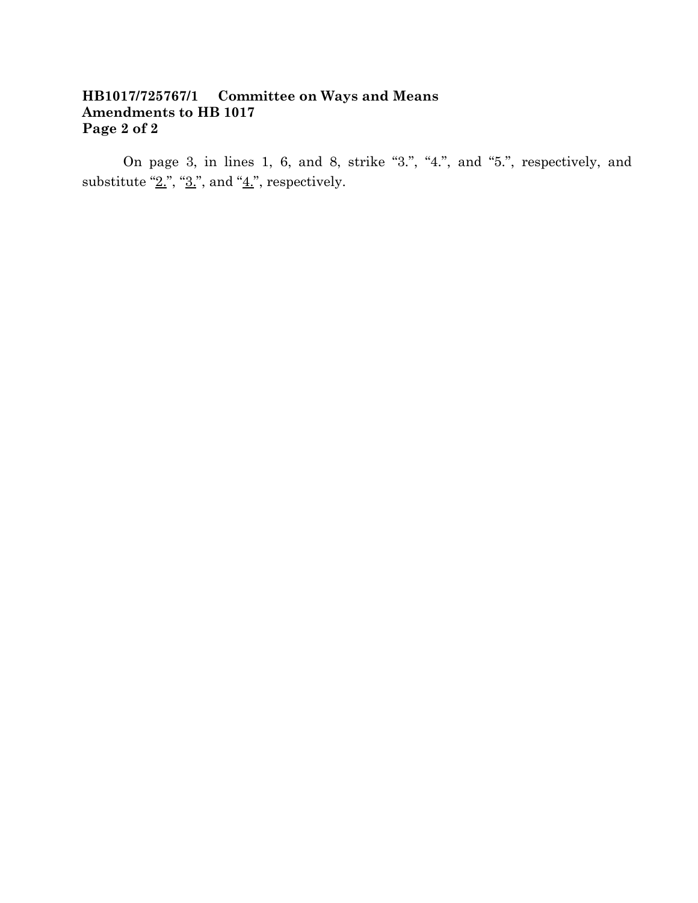On page 3, in lines 1, 6, and 8, strike "3.", "4.", and "5.", respectively, and substitute "<u>2.</u>", "<u>3.</u>", and "<u>4.</u>", respectively.